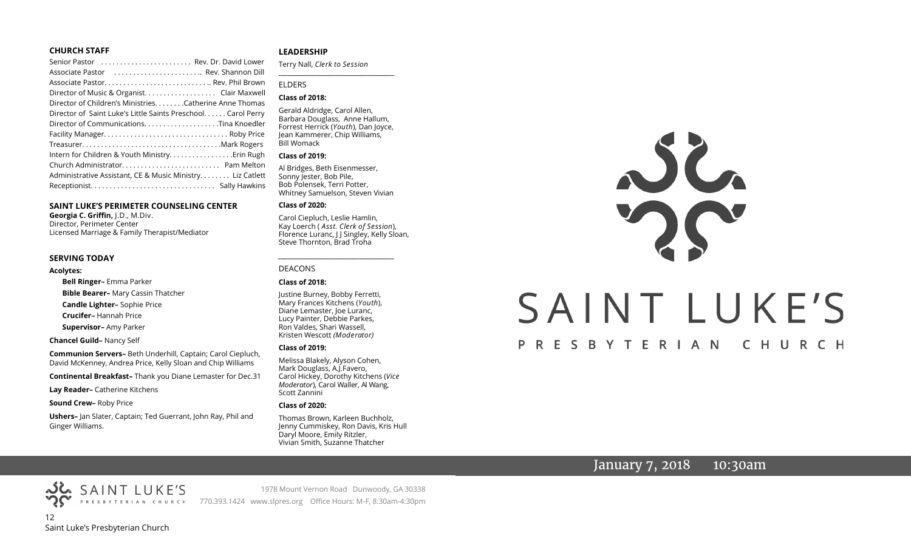## CHURCH STAFF

Senior Pastor ........................ Rev. Dr. David Lower
Associate Pastor ....................... Rev. Shannon Dill
Associate Pastor............................ Rev. Phil Brown
Director of Music & Organist.................. Clair Maxwell
Director of Children's Ministries........Catherine Anne Thomas
Director of Saint Luke's Little Saints Preschool...... Carol Perry
Director of Communications....................Tina Knoedler
Facility Manager................................. Roby Price
Treasurer.....................................Mark Rogers
Intern for Children & Youth Ministry.................Erin Rugh
Church Administrator.......................... Pam Melton
Administrative Assistant, CE & Music Ministry........ Liz Catlett
Receptionist................................. Sally Hawkins

## SAINT LUKE'S PERIMETER COUNSELING CENTER

**Georgia C. Griffin,** J.D., M.Div.
Director, Perimeter Center
Licensed Marriage & Family Therapist/Mediator

## SERVING TODAY

**Acolytes:**

- **Bell Ringer–** Emma Parker
- **Bible Bearer–** Mary Cassin Thatcher
- **Candle Lighter–** Sophie Price
- **Crucifer–** Hannah Price
- **Supervisor–** Amy Parker

**Chancel Guild–** Nancy Self

**Communion Servers–** Beth Underhill, Captain; Carol Ciepluch, David McKenney, Andrea Price, Kelly Sloan and Chip Williams

**Continental Breakfast–** Thank you Diane Lemaster for Dec.31

**Lay Reader–** Catherine Kitchens

**Sound Crew–** Roby Price

**Ushers–** Jan Slater, Captain; Ted Guerrant, John Ray, Phil and Ginger Williams.

## LEADERSHIP

Terry Nall, *Clerk to Session*

### ELDERS

**Class of 2018:**

Gerald Aldridge, Carol Allen, Barbara Douglass, Anne Hallum, Forrest Herrick (*Youth*), Dan Joyce, Jean Kammerer, Chip Williams, Bill Womack

**Class of 2019:**

Al Bridges, Beth Eisenmesser, Sonny Jester, Bob Pile, Bob Polensek, Terri Potter, Whitney Samuelson, Steven Vivian

**Class of 2020:**

Carol Ciepluch, Leslie Hamlin, Kay Loerch ( *Asst. Clerk of Session*), Florence Luranc, J J Singley, Kelly Sloan, Steve Thornton, Brad Troha

### DEACONS

**Class of 2018:**

Justine Burney, Bobby Ferretti, Mary Frances Kitchens (*Youth*), Diane Lemaster, Joe Luranc, Lucy Painter, Debbie Parkes, Ron Valdes, Shari Wassell, Kristen Wescott *(Moderator)*

**Class of 2019:**

Melissa Blakely, Alyson Cohen, Mark Douglass, A.J.Favero, Carol Hickey, Dorothy Kitchens (*Vice Moderator*), Carol Waller, Al Wang, Scott Zannini

**Class of 2020:**

Thomas Brown, Karleen Buchholz, Jenny Cummiskey, Ron Davis, Kris Hull Daryl Moore, Emily Ritzler, Vivian Smith, Suzanne Thatcher

# SAINT LUKE'S

PRESBYTERIAN CHURCH

January 7, 2018 10:30am

SAINT LUKE'S PRESBYTERIAN CHURCH

1978 Mount Vernon Road Dunwoody, GA 30338
770.393.1424 www.slpres.org Office Hours: M-F, 8:30am-4:30pm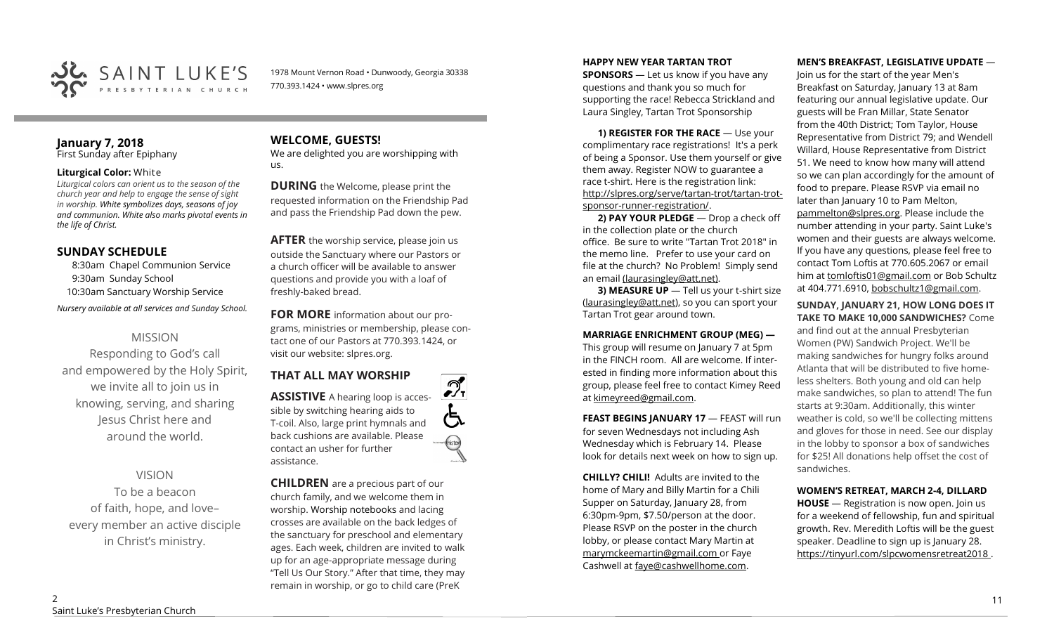SAINT LUKE'S PRESBYTERIAN CHURCH

1978 Mount Vernon Road • Dunwoody, Georgia 30338
770.393.1424 • www.slpres.org

## January 7, 2018
First Sunday after Epiphany

**Liturgical Color:** White

*Liturgical colors can orient us to the season of the church year and help to engage the sense of sight in worship. White symbolizes days, seasons of joy and communion. White also marks pivotal events in the life of Christ.*

## SUNDAY SCHEDULE

8:30am Chapel Communion Service
9:30am Sunday School
10:30am Sanctuary Worship Service

*Nursery available at all services and Sunday School.*

### MISSION

Responding to God's call
and empowered by the Holy Spirit,
we invite all to join us in
knowing, serving, and sharing
Jesus Christ here and
around the world.

### VISION

To be a beacon
of faith, hope, and love–
every member an active disciple
in Christ's ministry.

## WELCOME, GUESTS!

We are delighted you are worshipping with us.

**DURING** the Welcome, please print the requested information on the Friendship Pad and pass the Friendship Pad down the pew.

**AFTER** the worship service, please join us outside the Sanctuary where our Pastors or a church officer will be available to answer questions and provide you with a loaf of freshly-baked bread.

**FOR MORE** information about our programs, ministries or membership, please contact one of our Pastors at 770.393.1424, or visit our website: slpres.org.

## THAT ALL MAY WORSHIP

**ASSISTIVE** A hearing loop is accessible by switching hearing aids to T-coil. Also, large print hymnals and back cushions are available. Please contact an usher for further assistance.

**CHILDREN** are a precious part of our church family, and we welcome them in worship. Worship notebooks and lacing crosses are available on the back ledges of the sanctuary for preschool and elementary ages. Each week, children are invited to walk up for an age-appropriate message during "Tell Us Our Story." After that time, they may remain in worship, or go to child care (PreK

**HAPPY NEW YEAR TARTAN TROT SPONSORS** — Let us know if you have any questions and thank you so much for supporting the race! Rebecca Strickland and Laura Singley, Tartan Trot Sponsorship

**1) REGISTER FOR THE RACE** — Use your complimentary race registrations! It's a perk of being a Sponsor. Use them yourself or give them away. Register NOW to guarantee a race t-shirt. Here is the registration link: http://slpres.org/serve/tartan-trot/tartan-trot-sponsor-runner-registration/.

**2) PAY YOUR PLEDGE** — Drop a check off in the collection plate or the church office. Be sure to write "Tartan Trot 2018" in the memo line. Prefer to use your card on file at the church? No Problem! Simply send an email (laurasingley@att.net).

**3) MEASURE UP** — Tell us your t-shirt size (laurasingley@att.net), so you can sport your Tartan Trot gear around town.

**MARRIAGE ENRICHMENT GROUP (MEG) —** This group will resume on January 7 at 5pm in the FINCH room. All are welcome. If interested in finding more information about this group, please feel free to contact Kimey Reed at kimeyreed@gmail.com.

**FEAST BEGINS JANUARY 17** — FEAST will run for seven Wednesdays not including Ash Wednesday which is February 14. Please look for details next week on how to sign up.

**CHILLY? CHILI!** Adults are invited to the home of Mary and Billy Martin for a Chili Supper on Saturday, January 28, from 6:30pm-9pm, $7.50/person at the door. Please RSVP on the poster in the church lobby, or please contact Mary Martin at marymckeemartin@gmail.com or Faye Cashwell at faye@cashwellhome.com.

**MEN'S BREAKFAST, LEGISLATIVE UPDATE** — Join us for the start of the year Men's Breakfast on Saturday, January 13 at 8am featuring our annual legislative update. Our guests will be Fran Millar, State Senator from the 40th District; Tom Taylor, House Representative from District 79; and Wendell Willard, House Representative from District 51. We need to know how many will attend so we can plan accordingly for the amount of food to prepare. Please RSVP via email no later than January 10 to Pam Melton, pammelton@slpres.org. Please include the number attending in your party. Saint Luke's women and their guests are always welcome. If you have any questions, please feel free to contact Tom Loftis at 770.605.2067 or email him at tomloftis01@gmail.com or Bob Schultz at 404.771.6910, bobschultz1@gmail.com.

**SUNDAY, JANUARY 21, HOW LONG DOES IT TAKE TO MAKE 10,000 SANDWICHES?** Come and find out at the annual Presbyterian Women (PW) Sandwich Project. We'll be making sandwiches for hungry folks around Atlanta that will be distributed to five homeless shelters. Both young and old can help make sandwiches, so plan to attend! The fun starts at 9:30am. Additionally, this winter weather is cold, so we'll be collecting mittens and gloves for those in need. See our display in the lobby to sponsor a box of sandwiches for $25! All donations help offset the cost of sandwiches.

**WOMEN'S RETREAT, MARCH 2-4, DILLARD HOUSE** — Registration is now open. Join us for a weekend of fellowship, fun and spiritual growth. Rev. Meredith Loftis will be the guest speaker. Deadline to sign up is January 28. https://tinyurl.com/slpcwomensretreat2018 .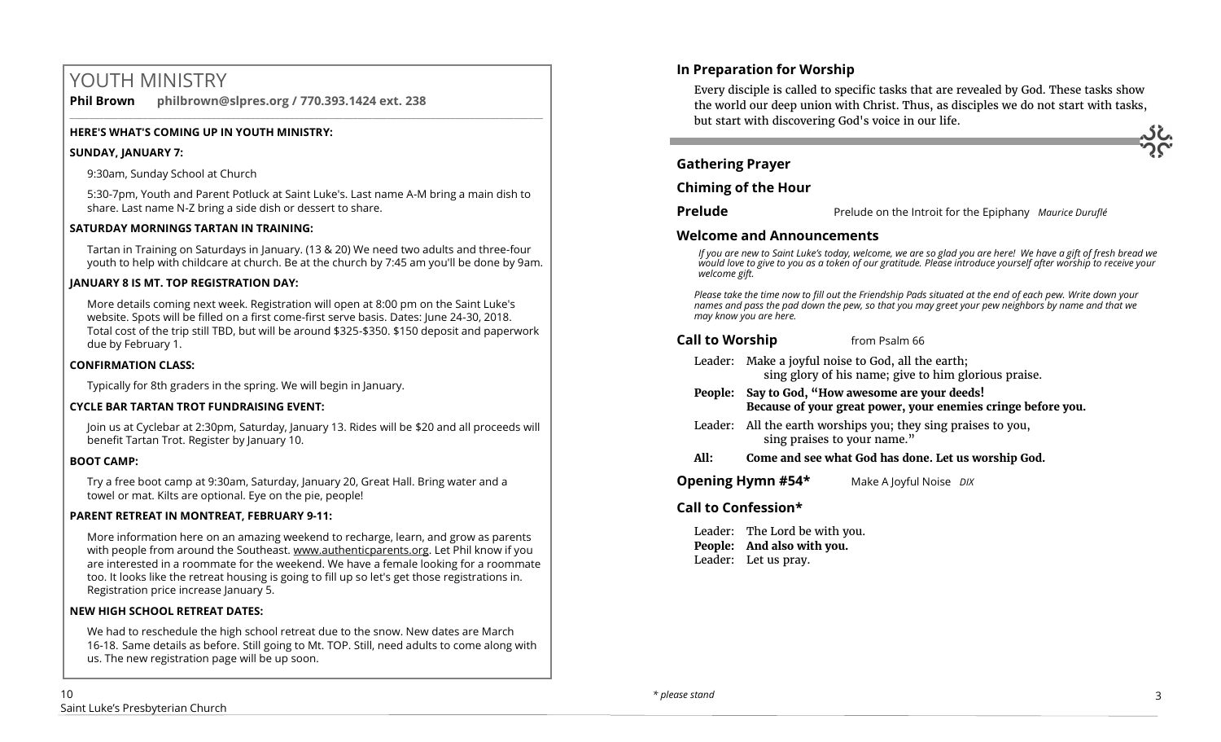# YOUTH MINISTRY

**Phil Brown philbrown@slpres.org / 770.393.1424 ext. 238**

**HERE'S WHAT'S COMING UP IN YOUTH MINISTRY:**

**SUNDAY, JANUARY 7:**

9:30am, Sunday School at Church

5:30-7pm, Youth and Parent Potluck at Saint Luke's. Last name A-M bring a main dish to share. Last name N-Z bring a side dish or dessert to share.

**SATURDAY MORNINGS TARTAN IN TRAINING:**

Tartan in Training on Saturdays in January. (13 & 20) We need two adults and three-four youth to help with childcare at church. Be at the church by 7:45 am you'll be done by 9am.

**JANUARY 8 IS MT. TOP REGISTRATION DAY:**

More details coming next week. Registration will open at 8:00 pm on the Saint Luke's website. Spots will be filled on a first come-first serve basis. Dates: June 24-30, 2018. Total cost of the trip still TBD, but will be around $325-$350. $150 deposit and paperwork due by February 1.

**CONFIRMATION CLASS:**

Typically for 8th graders in the spring. We will begin in January.

**CYCLE BAR TARTAN TROT FUNDRAISING EVENT:**

Join us at Cyclebar at 2:30pm, Saturday, January 13. Rides will be $20 and all proceeds will benefit Tartan Trot. Register by January 10.

**BOOT CAMP:**

Try a free boot camp at 9:30am, Saturday, January 20, Great Hall. Bring water and a towel or mat. Kilts are optional. Eye on the pie, people!

**PARENT RETREAT IN MONTREAT, FEBRUARY 9-11:**

More information here on an amazing weekend to recharge, learn, and grow as parents with people from around the Southeast. www.authenticparents.org. Let Phil know if you are interested in a roommate for the weekend. We have a female looking for a roommate too. It looks like the retreat housing is going to fill up so let's get those registrations in. Registration price increase January 5.

**NEW HIGH SCHOOL RETREAT DATES:**

We had to reschedule the high school retreat due to the snow. New dates are March 16-18. Same details as before. Still going to Mt. TOP. Still, need adults to come along with us. The new registration page will be up soon.

## In Preparation for Worship

Every disciple is called to specific tasks that are revealed by God. These tasks show the world our deep union with Christ. Thus, as disciples we do not start with tasks, but start with discovering God's voice in our life.

## Gathering Prayer

## Chiming of the Hour

**Prelude** Prelude on the Introit for the Epiphany *Maurice Duruflé*

## Welcome and Announcements

*If you are new to Saint Luke's today, welcome, we are so glad you are here! We have a gift of fresh bread we would love to give to you as a token of our gratitude. Please introduce yourself after worship to receive your welcome gift.*

*Please take the time now to fill out the Friendship Pads situated at the end of each pew. Write down your names and pass the pad down the pew, so that you may greet your pew neighbors by name and that we may know you are here.*

**Call to Worship** from Psalm 66

Leader: Make a joyful noise to God, all the earth;
sing glory of his name; give to him glorious praise.

**People: Say to God, "How awesome are your deeds!
Because of your great power, your enemies cringe before you.**

Leader: All the earth worships you; they sing praises to you,
sing praises to your name."

**All: Come and see what God has done. Let us worship God.**

**Opening Hymn #54*** Make A Joyful Noise *DIX*

## Call to Confession*

Leader: The Lord be with you.
**People: And also with you.**
Leader: Let us pray.

*\* please stand*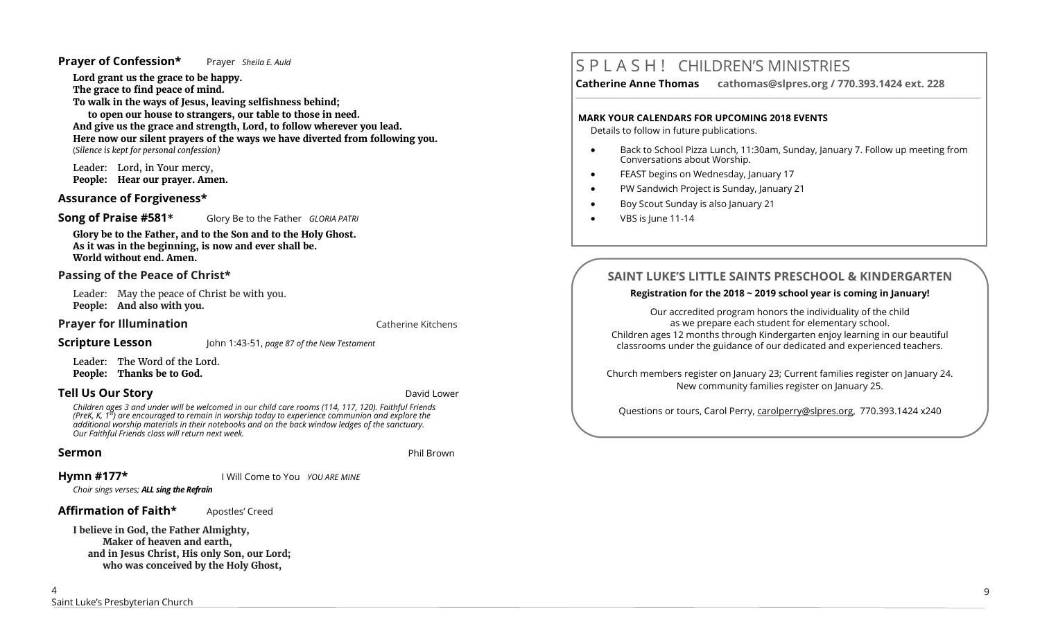**Prayer of Confession*** Prayer *Sheila E. Auld*

**Lord grant us the grace to be happy.**
**The grace to find peace of mind.**
**To walk in the ways of Jesus, leaving selfishness behind;**
**to open our house to strangers, our table to those in need.**
**And give us the grace and strength, Lord, to follow wherever you lead.**
**Here now our silent prayers of the ways we have diverted from following you.**
(*Silence is kept for personal confession)*

Leader: Lord, in Your mercy,
**People: Hear our prayer. Amen.**

## Assurance of Forgiveness*

**Song of Praise #581*** Glory Be to the Father *GLORIA PATRI*

**Glory be to the Father, and to the Son and to the Holy Ghost.**
**As it was in the beginning, is now and ever shall be.**
**World without end. Amen.**

## Passing of the Peace of Christ*

Leader: May the peace of Christ be with you.
**People: And also with you.**

**Prayer for Illumination** Catherine Kitchens

**Scripture Lesson** John 1:43-51, *page 87 of the New Testament*

Leader: The Word of the Lord.
**People: Thanks be to God.**

**Tell Us Our Story** David Lower

*Children ages 3 and under will be welcomed in our child care rooms (114, 117, 120). Faithful Friends (PreK, K, 1st) are encouraged to remain in worship today to experience communion and explore the additional worship materials in their notebooks and on the back window ledges of the sanctuary. Our Faithful Friends class will return next week.*

**Sermon** Phil Brown

**Hymn #177*** I Will Come to You *YOU ARE MINE*

*Choir sings verses;* ***ALL sing the Refrain***

**Affirmation of Faith*** Apostles' Creed

**I believe in God, the Father Almighty,**
**Maker of heaven and earth,**
**and in Jesus Christ, His only Son, our Lord;**
**who was conceived by the Holy Ghost,**

# S P L A S H ! CHILDREN'S MINISTRIES

**Catherine Anne Thomas** **cathomas@slpres.org / 770.393.1424 ext. 228**

**MARK YOUR CALENDARS FOR UPCOMING 2018 EVENTS**

Details to follow in future publications.

- Back to School Pizza Lunch, 11:30am, Sunday, January 7. Follow up meeting from Conversations about Worship.
- FEAST begins on Wednesday, January 17
- PW Sandwich Project is Sunday, January 21
- Boy Scout Sunday is also January 21
- VBS is June 11-14

## SAINT LUKE'S LITTLE SAINTS PRESCHOOL & KINDERGARTEN

**Registration for the 2018 ~ 2019 school year is coming in January!**

Our accredited program honors the individuality of the child as we prepare each student for elementary school. Children ages 12 months through Kindergarten enjoy learning in our beautiful classrooms under the guidance of our dedicated and experienced teachers.

Church members register on January 23; Current families register on January 24. New community families register on January 25.

Questions or tours, Carol Perry, carolperry@slpres.org, 770.393.1424 x240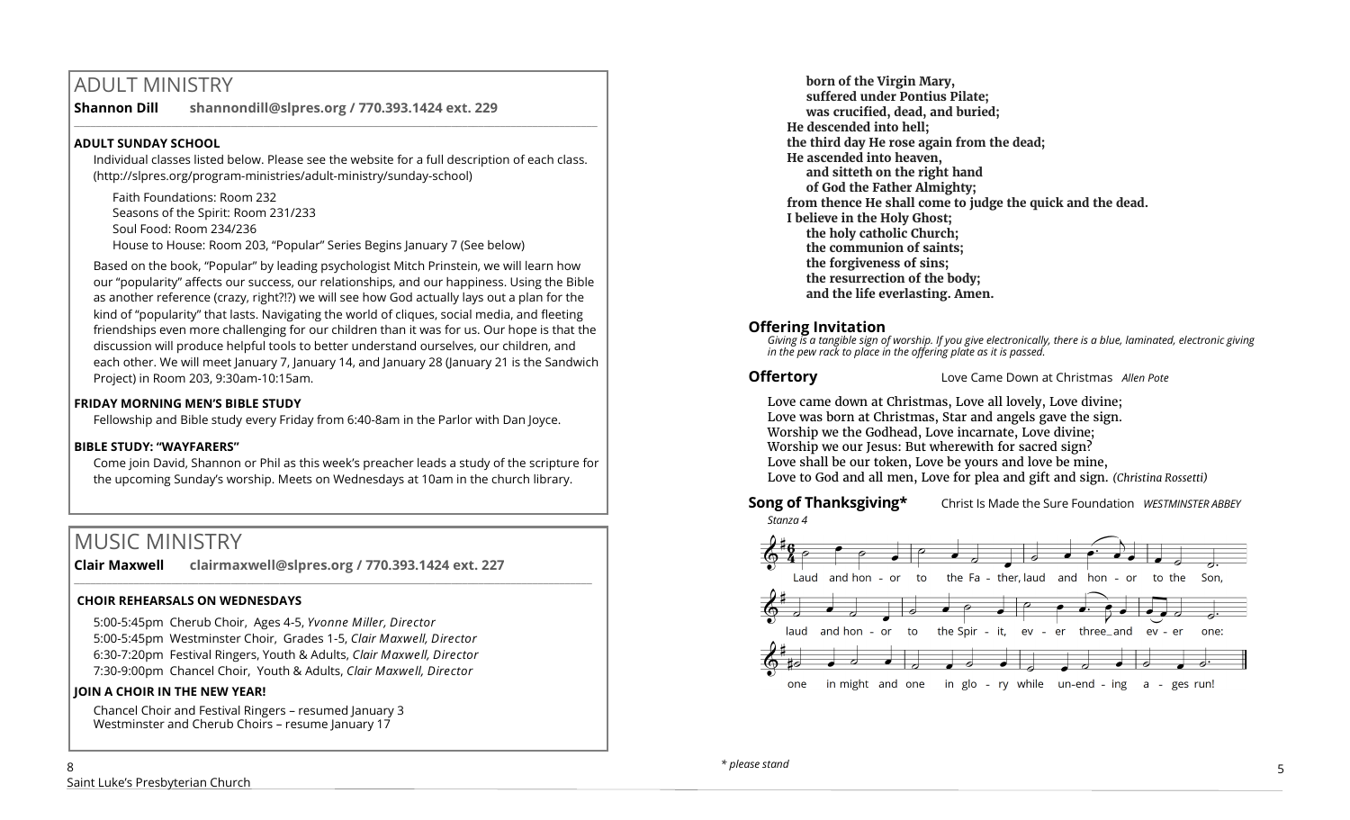## ADULT MINISTRY

**Shannon Dill** **shannondill@slpres.org / 770.393.1424 ext. 229**

**ADULT SUNDAY SCHOOL**

Individual classes listed below. Please see the website for a full description of each class. (http://slpres.org/program-ministries/adult-ministry/sunday-school)

Faith Foundations: Room 232
Seasons of the Spirit: Room 231/233
Soul Food: Room 234/236
House to House: Room 203, "Popular" Series Begins January 7 (See below)

Based on the book, "Popular" by leading psychologist Mitch Prinstein, we will learn how our "popularity" affects our success, our relationships, and our happiness. Using the Bible as another reference (crazy, right?!?) we will see how God actually lays out a plan for the kind of "popularity" that lasts. Navigating the world of cliques, social media, and fleeting friendships even more challenging for our children than it was for us. Our hope is that the discussion will produce helpful tools to better understand ourselves, our children, and each other. We will meet January 7, January 14, and January 28 (January 21 is the Sandwich Project) in Room 203, 9:30am-10:15am.

**FRIDAY MORNING MEN'S BIBLE STUDY**

Fellowship and Bible study every Friday from 6:40-8am in the Parlor with Dan Joyce.

**BIBLE STUDY: "WAYFARERS"**

Come join David, Shannon or Phil as this week's preacher leads a study of the scripture for the upcoming Sunday's worship. Meets on Wednesdays at 10am in the church library.

## MUSIC MINISTRY

**Clair Maxwell** **clairmaxwell@slpres.org / 770.393.1424 ext. 227**

**CHOIR REHEARSALS ON WEDNESDAYS**

5:00-5:45pm Cherub Choir, Ages 4-5, *Yvonne Miller, Director*
5:00-5:45pm Westminster Choir, Grades 1-5, *Clair Maxwell, Director*
6:30-7:20pm Festival Ringers, Youth & Adults, *Clair Maxwell, Director*
7:30-9:00pm Chancel Choir, Youth & Adults, *Clair Maxwell, Director*

**JOIN A CHOIR IN THE NEW YEAR!**

Chancel Choir and Festival Ringers – resumed January 3
Westminster and Cherub Choirs – resume January 17

**born of the Virgin Mary,**
**suffered under Pontius Pilate;**
**was crucified, dead, and buried;**
**He descended into hell;**
**the third day He rose again from the dead;**
**He ascended into heaven,**
**and sitteth on the right hand**
**of God the Father Almighty;**
**from thence He shall come to judge the quick and the dead.**
**I believe in the Holy Ghost;**
**the holy catholic Church;**
**the communion of saints;**
**the forgiveness of sins;**
**the resurrection of the body;**
**and the life everlasting. Amen.**

**Offering Invitation**

*Giving is a tangible sign of worship. If you give electronically, there is a blue, laminated, electronic giving in the pew rack to place in the offering plate as it is passed.*

**Offertory** Love Came Down at Christmas *Allen Pote*

Love came down at Christmas, Love all lovely, Love divine;
Love was born at Christmas, Star and angels gave the sign.
Worship we the Godhead, Love incarnate, Love divine;
Worship we our Jesus: But wherewith for sacred sign?
Love shall be our token, Love be yours and love be mine,
Love to God and all men, Love for plea and gift and sign. *(Christina Rossetti)*

**Song of Thanksgiving*** Christ Is Made the Sure Foundation *WESTMINSTER ABBEY*

*Stanza 4*

Laud and honor to the Father, laud and honor to the Son,
laud and honor to the Spirit, ever three and ever one:
one in might and one in glory while unending ages run!

*\* please stand*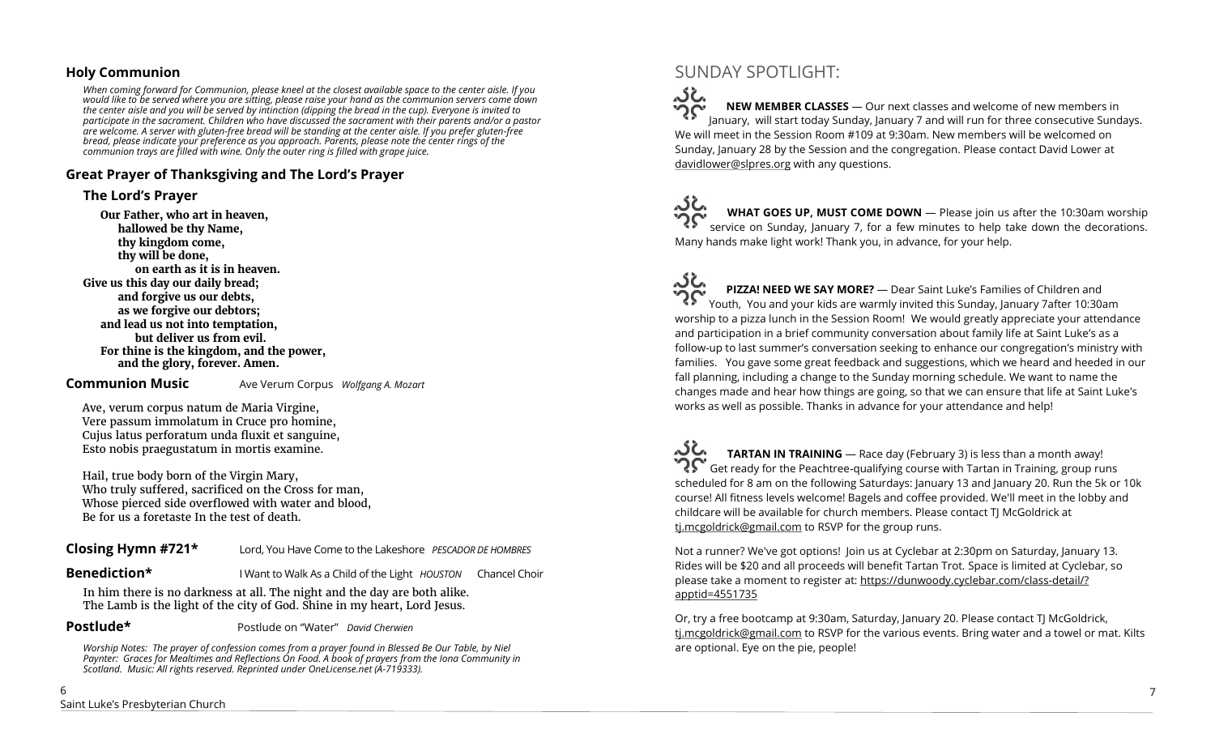## Holy Communion

*When coming forward for Communion, please kneel at the closest available space to the center aisle. If you would like to be served where you are sitting, please raise your hand as the communion servers come down the center aisle and you will be served by intinction (dipping the bread in the cup). Everyone is invited to participate in the sacrament. Children who have discussed the sacrament with their parents and/or a pastor are welcome. A server with gluten-free bread will be standing at the center aisle. If you prefer gluten-free bread, please indicate your preference as you approach. Parents, please note the center rings of the communion trays are filled with wine. Only the outer ring is filled with grape juice.*

## Great Prayer of Thanksgiving and The Lord's Prayer

### The Lord's Prayer

**Our Father, who art in heaven,**
**hallowed be thy Name,**
**thy kingdom come,**
**thy will be done,**
**on earth as it is in heaven.**
**Give us this day our daily bread;**
**and forgive us our debts,**
**as we forgive our debtors;**
**and lead us not into temptation,**
**but deliver us from evil.**
**For thine is the kingdom, and the power,**
**and the glory, forever. Amen.**

**Communion Music** Ave Verum Corpus *Wolfgang A. Mozart*

Ave, verum corpus natum de Maria Virgine,
Vere passum immolatum in Cruce pro homine,
Cujus latus perforatum unda fluxit et sanguine,
Esto nobis praegustatum in mortis examine.

Hail, true body born of the Virgin Mary,
Who truly suffered, sacrificed on the Cross for man,
Whose pierced side overflowed with water and blood,
Be for us a foretaste In the test of death.

**Closing Hymn #721*** Lord, You Have Come to the Lakeshore *PESCADOR DE HOMBRES*

**Benediction*** I Want to Walk As a Child of the Light *HOUSTON* Chancel Choir

In him there is no darkness at all. The night and the day are both alike.
The Lamb is the light of the city of God. Shine in my heart, Lord Jesus.

**Postlude*** Postlude on "Water" *David Cherwien*

*Worship Notes: The prayer of confession comes from a prayer found in Blessed Be Our Table, by Niel Paynter: Graces for Mealtimes and Reflections On Food. A book of prayers from the Iona Community in Scotland. Music: All rights reserved. Reprinted under OneLicense.net (A-719333).*

## SUNDAY SPOTLIGHT:

**NEW MEMBER CLASSES** — Our next classes and welcome of new members in January, will start today Sunday, January 7 and will run for three consecutive Sundays. We will meet in the Session Room #109 at 9:30am. New members will be welcomed on Sunday, January 28 by the Session and the congregation. Please contact David Lower at davidlower@slpres.org with any questions.

**WHAT GOES UP, MUST COME DOWN** — Please join us after the 10:30am worship service on Sunday, January 7, for a few minutes to help take down the decorations. Many hands make light work! Thank you, in advance, for your help.

**PIZZA! NEED WE SAY MORE?** — Dear Saint Luke's Families of Children and Youth, You and your kids are warmly invited this Sunday, January 7after 10:30am worship to a pizza lunch in the Session Room! We would greatly appreciate your attendance and participation in a brief community conversation about family life at Saint Luke's as a follow-up to last summer's conversation seeking to enhance our congregation's ministry with families. You gave some great feedback and suggestions, which we heard and heeded in our fall planning, including a change to the Sunday morning schedule. We want to name the changes made and hear how things are going, so that we can ensure that life at Saint Luke's works as well as possible. Thanks in advance for your attendance and help!

**TARTAN IN TRAINING** — Race day (February 3) is less than a month away! Get ready for the Peachtree-qualifying course with Tartan in Training, group runs scheduled for 8 am on the following Saturdays: January 13 and January 20. Run the 5k or 10k course! All fitness levels welcome! Bagels and coffee provided. We'll meet in the lobby and childcare will be available for church members. Please contact TJ McGoldrick at tj.mcgoldrick@gmail.com to RSVP for the group runs.

Not a runner? We've got options! Join us at Cyclebar at 2:30pm on Saturday, January 13. Rides will be $20 and all proceeds will benefit Tartan Trot. Space is limited at Cyclebar, so please take a moment to register at: https://dunwoody.cyclebar.com/class-detail/?apptid=4551735

Or, try a free bootcamp at 9:30am, Saturday, January 20. Please contact TJ McGoldrick, tj.mcgoldrick@gmail.com to RSVP for the various events. Bring water and a towel or mat. Kilts are optional. Eye on the pie, people!